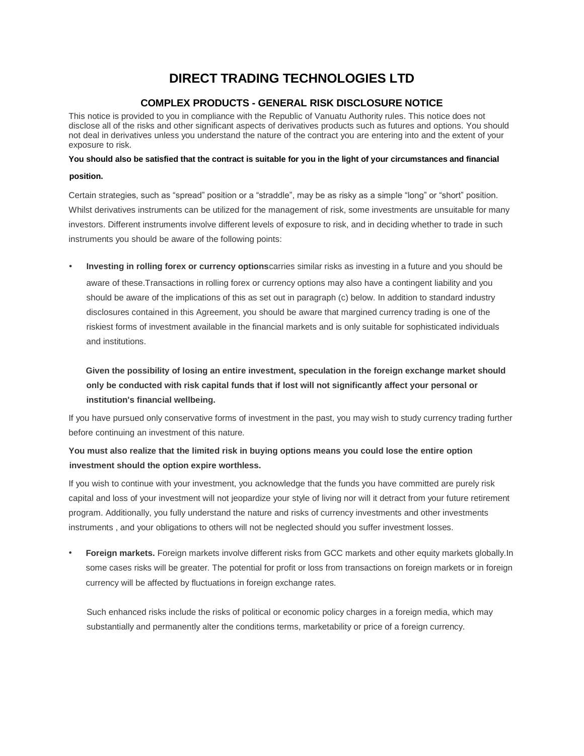# DIRECT TRADING TECHNOLOGIES LTD

## COMPLEX PRODUCTS - GENERAL RISK DISCLOSURE NOTICE

This notice is provided to you in compliance with the Republic of Vanuatu Authority rules. This notice does not disclose all of the risks and other significant aspects of derivatives products such as futures and options. You should not deal in derivatives unless you understand the nature of the contract you are entering into and the extent of your exposure to risk.

**You should also be satisfied that the contract is suitable for you in the light of your circumstances and financial position.**

Certain strategies, such as "spread" position or a "straddle", may be as risky as a simple "long" or "short" position. Whilst derivatives instruments can be utilized for the management of risk, some investments are unsuitable for many investors. Different instruments involve different levels of exposure to risk, and in deciding whether to trade in such instruments you should be aware of the following points:

- **Investing in rolling forex or currency options**carries similar risks as investing in a future and you should be aware of these.Transactions in rolling forex or currency options may also have a contingent liability and you should be aware of the implications of this as set out in paragraph (c) below. In addition to standard industry disclosures contained in this Agreement, you should be aware that margined currency trading is one of the riskiest forms of investment available in the financial markets and is only suitable for sophisticated individuals and institutions.

  **Given the possibility of losing an entire investment, speculation in the foreign exchange market should only be conducted with risk capital funds that if lost will not significantly affect your personal or institution's financial wellbeing.**

If you have pursued only conservative forms of investment in the past, you may wish to study currency trading further before continuing an investment of this nature.

**You must also realize that the limited risk in buying options means you could lose the entire option investment should the option expire worthless.**

If you wish to continue with your investment, you acknowledge that the funds you have committed are purely risk capital and loss of your investment will not jeopardize your style of living nor will it detract from your future retirement program. Additionally, you fully understand the nature and risks of currency investments and other investments instruments , and your obligations to others will not be neglected should you suffer investment losses.

- **Foreign markets.** Foreign markets involve different risks from GCC markets and other equity markets globally.In some cases risks will be greater. The potential for profit or loss from transactions on foreign markets or in foreign currency will be affected by fluctuations in foreign exchange rates.

  Such enhanced risks include the risks of political or economic policy charges in a foreign media, which may substantially and permanently alter the conditions terms, marketability or price of a foreign currency.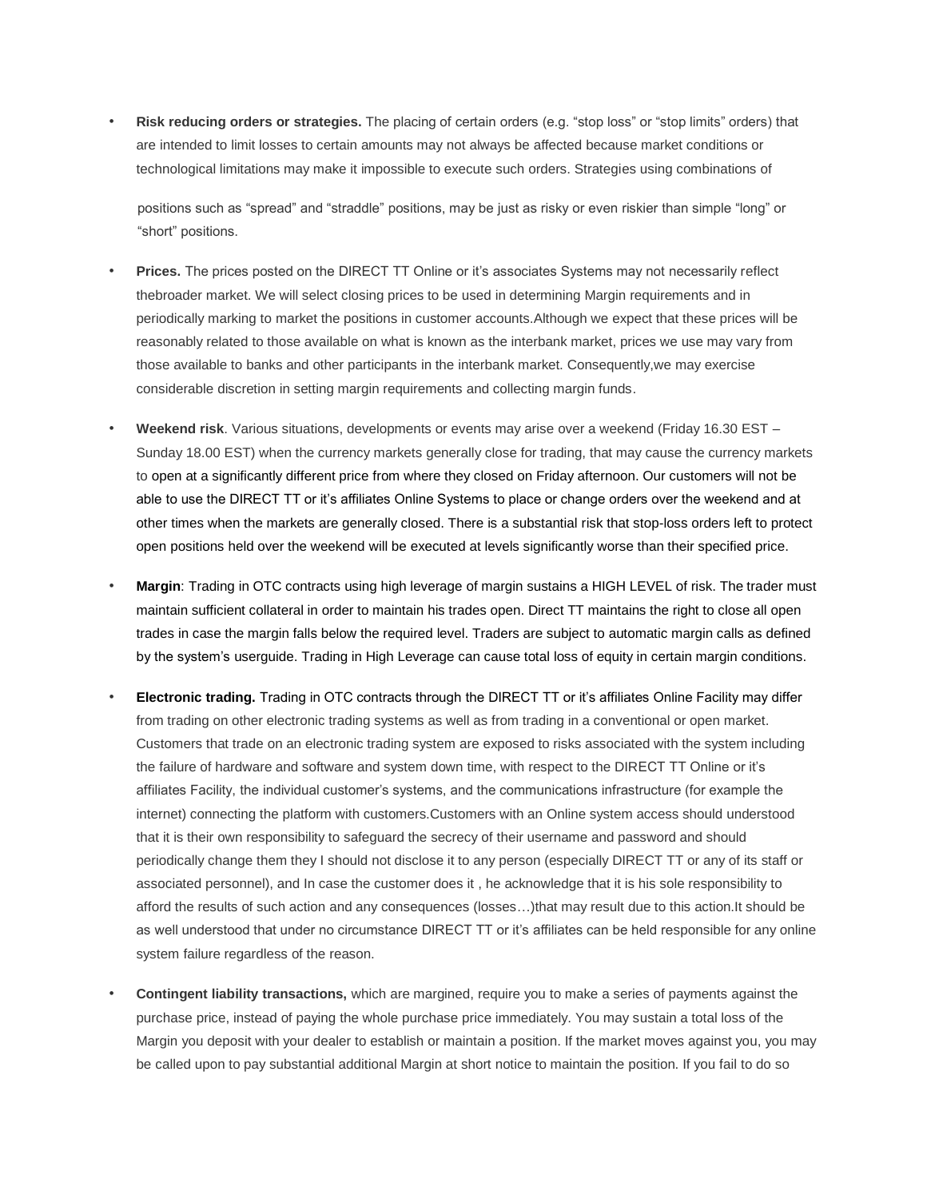- **Risk reducing orders or strategies.** The placing of certain orders (e.g. “stop loss” or “stop limits” orders) that are intended to limit losses to certain amounts may not always be affected because market conditions or technological limitations may make it impossible to execute such orders. Strategies using combinations of positions such as “spread” and “straddle” positions, may be just as risky or even riskier than simple “long” or “short” positions.

- **Prices.** The prices posted on the DIRECT TT Online or it’s associates Systems may not necessarily reflect thebroader market. We will select closing prices to be used in determining Margin requirements and in periodically marking to market the positions in customer accounts.Although we expect that these prices will be reasonably related to those available on what is known as the interbank market, prices we use may vary from those available to banks and other participants in the interbank market. Consequently,we may exercise considerable discretion in setting margin requirements and collecting margin funds.

- **Weekend risk**. Various situations, developments or events may arise over a weekend (Friday 16.30 EST – Sunday 18.00 EST) when the currency markets generally close for trading, that may cause the currency markets to open at a significantly different price from where they closed on Friday afternoon. Our customers will not be able to use the DIRECT TT or it’s affiliates Online Systems to place or change orders over the weekend and at other times when the markets are generally closed. There is a substantial risk that stop-loss orders left to protect open positions held over the weekend will be executed at levels significantly worse than their specified price.

- **Margin**: Trading in OTC contracts using high leverage of margin sustains a HIGH LEVEL of risk. The trader must maintain sufficient collateral in order to maintain his trades open. Direct TT maintains the right to close all open trades in case the margin falls below the required level. Traders are subject to automatic margin calls as defined by the system’s userguide. Trading in High Leverage can cause total loss of equity in certain margin conditions.

- **Electronic trading.** Trading in OTC contracts through the DIRECT TT or it’s affiliates Online Facility may differ from trading on other electronic trading systems as well as from trading in a conventional or open market. Customers that trade on an electronic trading system are exposed to risks associated with the system including the failure of hardware and software and system down time, with respect to the DIRECT TT Online or it’s affiliates Facility, the individual customer’s systems, and the communications infrastructure (for example the internet) connecting the platform with customers.Customers with an Online system access should understood that it is their own responsibility to safeguard the secrecy of their username and password and should periodically change them they I should not disclose it to any person (especially DIRECT TT or any of its staff or associated personnel), and In case the customer does it , he acknowledge that it is his sole responsibility to afford the results of such action and any consequences (losses…)that may result due to this action.It should be as well understood that under no circumstance DIRECT TT or it’s affiliates can be held responsible for any online system failure regardless of the reason.

- **Contingent liability transactions,** which are margined, require you to make a series of payments against the purchase price, instead of paying the whole purchase price immediately. You may sustain a total loss of the Margin you deposit with your dealer to establish or maintain a position. If the market moves against you, you may be called upon to pay substantial additional Margin at short notice to maintain the position. If you fail to do so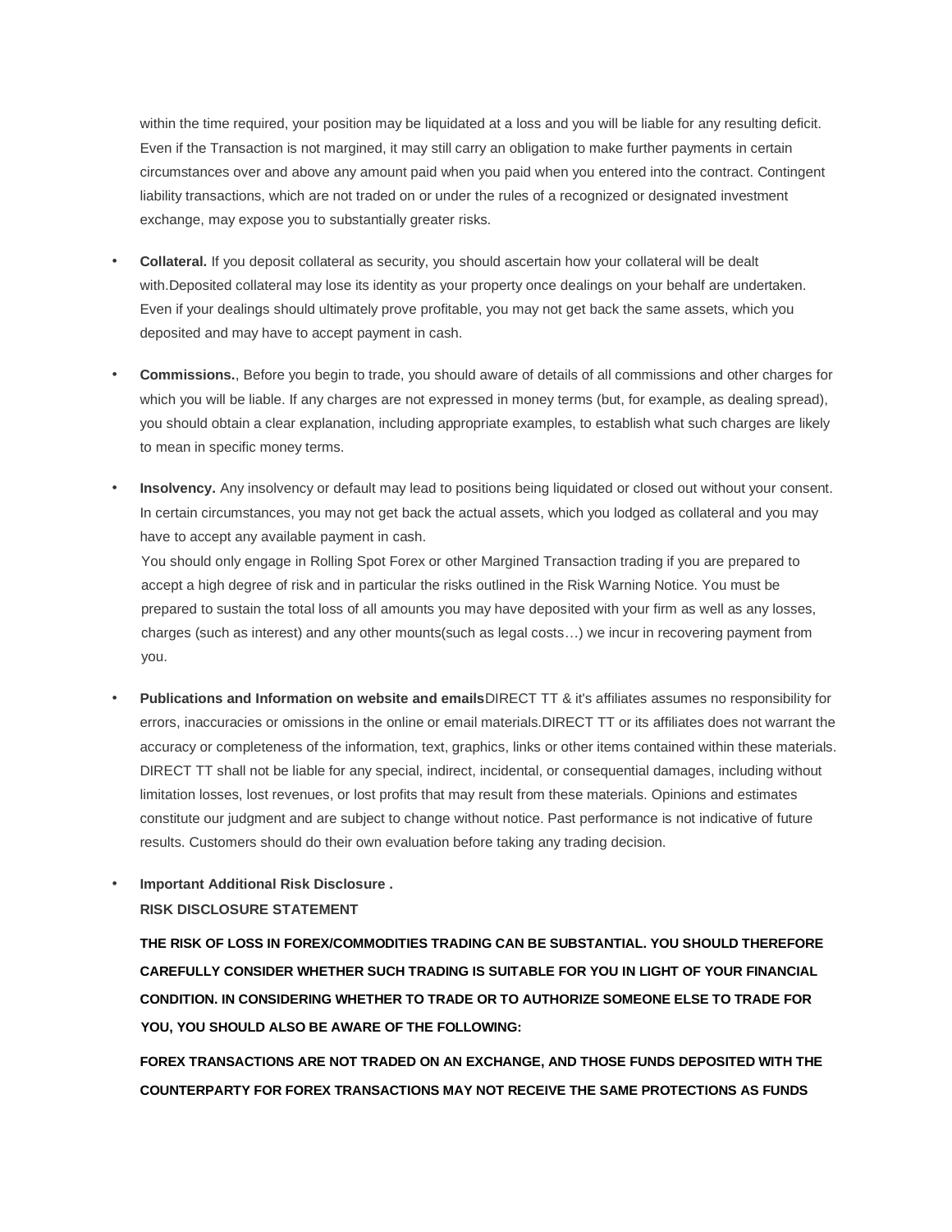within the time required, your position may be liquidated at a loss and you will be liable for any resulting deficit. Even if the Transaction is not margined, it may still carry an obligation to make further payments in certain circumstances over and above any amount paid when you paid when you entered into the contract. Contingent liability transactions, which are not traded on or under the rules of a recognized or designated investment exchange, may expose you to substantially greater risks.

- **Collateral.** If you deposit collateral as security, you should ascertain how your collateral will be dealt with.Deposited collateral may lose its identity as your property once dealings on your behalf are undertaken. Even if your dealings should ultimately prove profitable, you may not get back the same assets, which you deposited and may have to accept payment in cash.

- **Commissions.**, Before you begin to trade, you should aware of details of all commissions and other charges for which you will be liable. If any charges are not expressed in money terms (but, for example, as dealing spread), you should obtain a clear explanation, including appropriate examples, to establish what such charges are likely to mean in specific money terms.

- **Insolvency.** Any insolvency or default may lead to positions being liquidated or closed out without your consent. In certain circumstances, you may not get back the actual assets, which you lodged as collateral and you may have to accept any available payment in cash.
  You should only engage in Rolling Spot Forex or other Margined Transaction trading if you are prepared to accept a high degree of risk and in particular the risks outlined in the Risk Warning Notice. You must be prepared to sustain the total loss of all amounts you may have deposited with your firm as well as any losses, charges (such as interest) and any other mounts(such as legal costs…) we incur in recovering payment from you.

- **Publications and Information on website and emails**DIRECT TT & it's affiliates assumes no responsibility for errors, inaccuracies or omissions in the online or email materials.DIRECT TT or its affiliates does not warrant the accuracy or completeness of the information, text, graphics, links or other items contained within these materials. DIRECT TT shall not be liable for any special, indirect, incidental, or consequential damages, including without limitation losses, lost revenues, or lost profits that may result from these materials. Opinions and estimates constitute our judgment and are subject to change without notice. Past performance is not indicative of future results. Customers should do their own evaluation before taking any trading decision.

- **Important Additional Risk Disclosure .**
  **RISK DISCLOSURE STATEMENT**

  **THE RISK OF LOSS IN FOREX/COMMODITIES TRADING CAN BE SUBSTANTIAL. YOU SHOULD THEREFORE CAREFULLY CONSIDER WHETHER SUCH TRADING IS SUITABLE FOR YOU IN LIGHT OF YOUR FINANCIAL CONDITION. IN CONSIDERING WHETHER TO TRADE OR TO AUTHORIZE SOMEONE ELSE TO TRADE FOR YOU, YOU SHOULD ALSO BE AWARE OF THE FOLLOWING:**

  **FOREX TRANSACTIONS ARE NOT TRADED ON AN EXCHANGE, AND THOSE FUNDS DEPOSITED WITH THE COUNTERPARTY FOR FOREX TRANSACTIONS MAY NOT RECEIVE THE SAME PROTECTIONS AS FUNDS**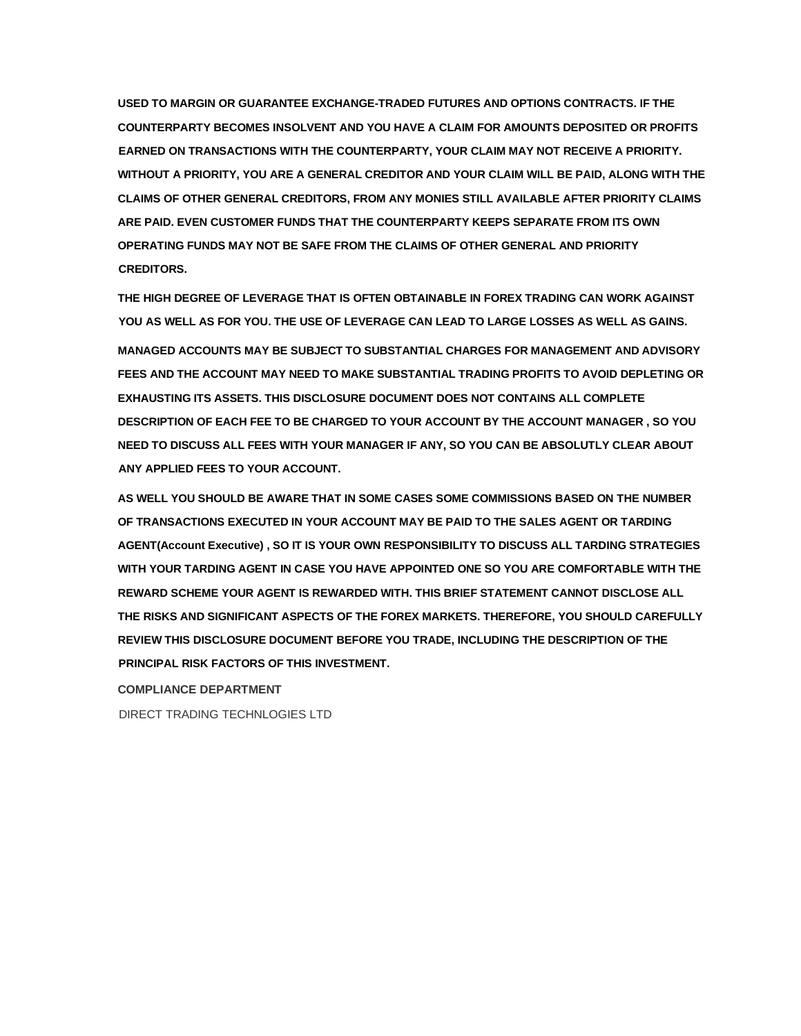**USED TO MARGIN OR GUARANTEE EXCHANGE-TRADED FUTURES AND OPTIONS CONTRACTS. IF THE COUNTERPARTY BECOMES INSOLVENT AND YOU HAVE A CLAIM FOR AMOUNTS DEPOSITED OR PROFITS EARNED ON TRANSACTIONS WITH THE COUNTERPARTY, YOUR CLAIM MAY NOT RECEIVE A PRIORITY. WITHOUT A PRIORITY, YOU ARE A GENERAL CREDITOR AND YOUR CLAIM WILL BE PAID, ALONG WITH THE CLAIMS OF OTHER GENERAL CREDITORS, FROM ANY MONIES STILL AVAILABLE AFTER PRIORITY CLAIMS ARE PAID. EVEN CUSTOMER FUNDS THAT THE COUNTERPARTY KEEPS SEPARATE FROM ITS OWN OPERATING FUNDS MAY NOT BE SAFE FROM THE CLAIMS OF OTHER GENERAL AND PRIORITY CREDITORS.**

**THE HIGH DEGREE OF LEVERAGE THAT IS OFTEN OBTAINABLE IN FOREX TRADING CAN WORK AGAINST YOU AS WELL AS FOR YOU. THE USE OF LEVERAGE CAN LEAD TO LARGE LOSSES AS WELL AS GAINS.**

**MANAGED ACCOUNTS MAY BE SUBJECT TO SUBSTANTIAL CHARGES FOR MANAGEMENT AND ADVISORY FEES AND THE ACCOUNT MAY NEED TO MAKE SUBSTANTIAL TRADING PROFITS TO AVOID DEPLETING OR EXHAUSTING ITS ASSETS. THIS DISCLOSURE DOCUMENT DOES NOT CONTAINS ALL COMPLETE DESCRIPTION OF EACH FEE TO BE CHARGED TO YOUR ACCOUNT BY THE ACCOUNT MANAGER , SO YOU NEED TO DISCUSS ALL FEES WITH YOUR MANAGER IF ANY, SO YOU CAN BE ABSOLUTLY CLEAR ABOUT ANY APPLIED FEES TO YOUR ACCOUNT.**

**AS WELL YOU SHOULD BE AWARE THAT IN SOME CASES SOME COMMISSIONS BASED ON THE NUMBER OF TRANSACTIONS EXECUTED IN YOUR ACCOUNT MAY BE PAID TO THE SALES AGENT OR TARDING AGENT(Account Executive) , SO IT IS YOUR OWN RESPONSIBILITY TO DISCUSS ALL TARDING STRATEGIES WITH YOUR TARDING AGENT IN CASE YOU HAVE APPOINTED ONE SO YOU ARE COMFORTABLE WITH THE REWARD SCHEME YOUR AGENT IS REWARDED WITH. THIS BRIEF STATEMENT CANNOT DISCLOSE ALL THE RISKS AND SIGNIFICANT ASPECTS OF THE FOREX MARKETS. THEREFORE, YOU SHOULD CAREFULLY REVIEW THIS DISCLOSURE DOCUMENT BEFORE YOU TRADE, INCLUDING THE DESCRIPTION OF THE PRINCIPAL RISK FACTORS OF THIS INVESTMENT.**

**COMPLIANCE DEPARTMENT**

DIRECT TRADING TECHNLOGIES LTD